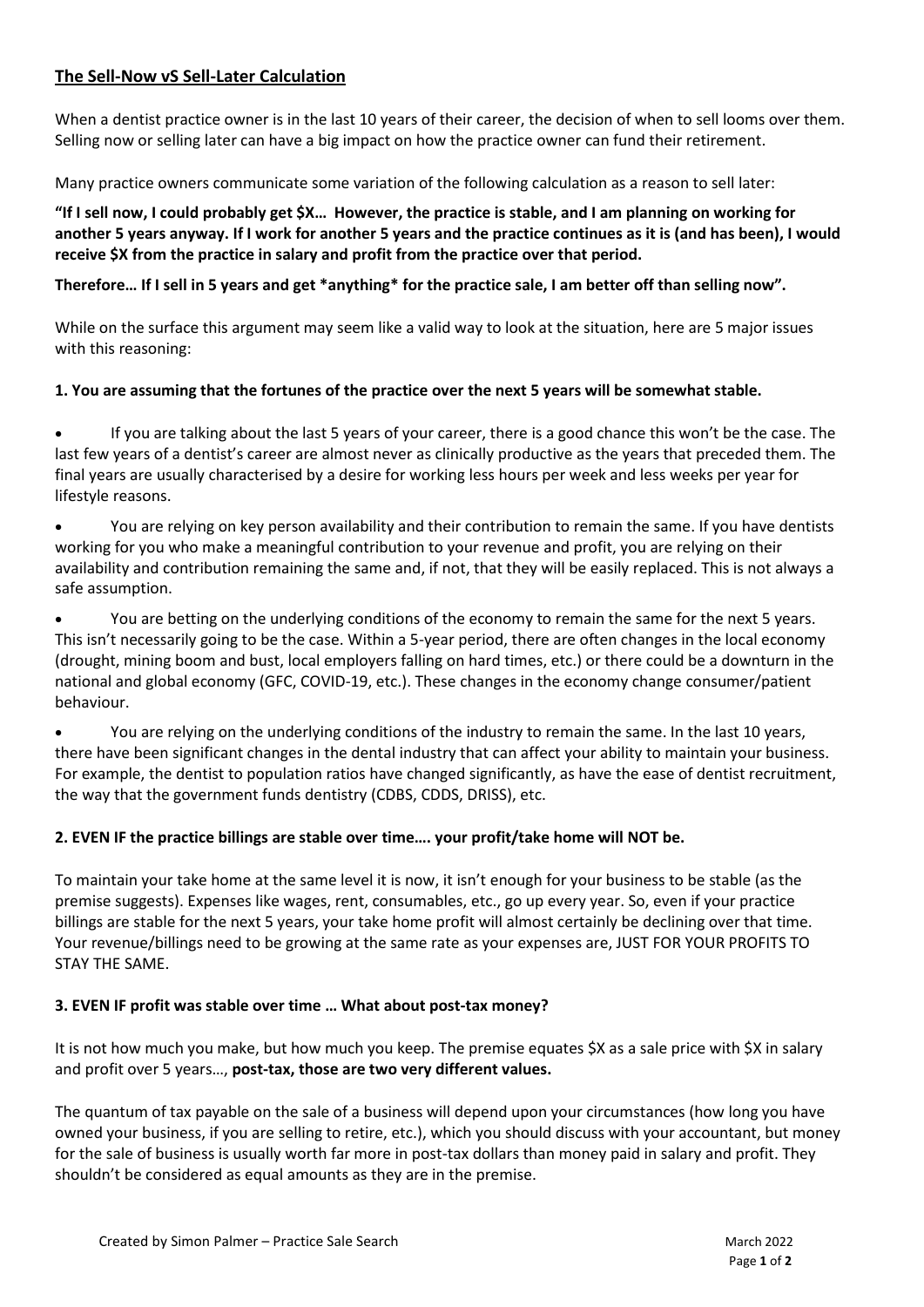## **The Sell-Now vS Sell-Later Calculation**

When a dentist practice owner is in the last 10 years of their career, the decision of when to sell looms over them. Selling now or selling later can have a big impact on how the practice owner can fund their retirement.

Many practice owners communicate some variation of the following calculation as a reason to sell later:

**"If I sell now, I could probably get $X… However, the practice is stable, and I am planning on working for another 5 years anyway. If I work for another 5 years and the practice continues as it is (and has been), I would receive $X from the practice in salary and profit from the practice over that period.**

**Therefore… If I sell in 5 years and get *anything* for the practice sale, I am better off than selling now".**

While on the surface this argument may seem like a valid way to look at the situation, here are 5 major issues with this reasoning:

### **1. You are assuming that the fortunes of the practice over the next 5 years will be somewhat stable.**

- If you are talking about the last 5 years of your career, there is a good chance this won't be the case. The last few years of a dentist's career are almost never as clinically productive as the years that preceded them. The final years are usually characterised by a desire for working less hours per week and less weeks per year for lifestyle reasons.
- You are relying on key person availability and their contribution to remain the same. If you have dentists working for you who make a meaningful contribution to your revenue and profit, you are relying on their availability and contribution remaining the same and, if not, that they will be easily replaced. This is not always a safe assumption.
- You are betting on the underlying conditions of the economy to remain the same for the next 5 years. This isn't necessarily going to be the case. Within a 5-year period, there are often changes in the local economy (drought, mining boom and bust, local employers falling on hard times, etc.) or there could be a downturn in the national and global economy (GFC, COVID-19, etc.). These changes in the economy change consumer/patient behaviour.
- You are relying on the underlying conditions of the industry to remain the same. In the last 10 years, there have been significant changes in the dental industry that can affect your ability to maintain your business. For example, the dentist to population ratios have changed significantly, as have the ease of dentist recruitment, the way that the government funds dentistry (CDBS, CDDS, DRISS), etc.

### **2. EVEN IF the practice billings are stable over time…. your profit/take home will NOT be.**

To maintain your take home at the same level it is now, it isn't enough for your business to be stable (as the premise suggests). Expenses like wages, rent, consumables, etc., go up every year. So, even if your practice billings are stable for the next 5 years, your take home profit will almost certainly be declining over that time. Your revenue/billings need to be growing at the same rate as your expenses are, JUST FOR YOUR PROFITS TO STAY THE SAME.

### **3. EVEN IF profit was stable over time … What about post-tax money?**

It is not how much you make, but how much you keep. The premise equates $X as a sale price with $X in salary and profit over 5 years…, **post-tax, those are two very different values.**

The quantum of tax payable on the sale of a business will depend upon your circumstances (how long you have owned your business, if you are selling to retire, etc.), which you should discuss with your accountant, but money for the sale of business is usually worth far more in post-tax dollars than money paid in salary and profit. They shouldn't be considered as equal amounts as they are in the premise.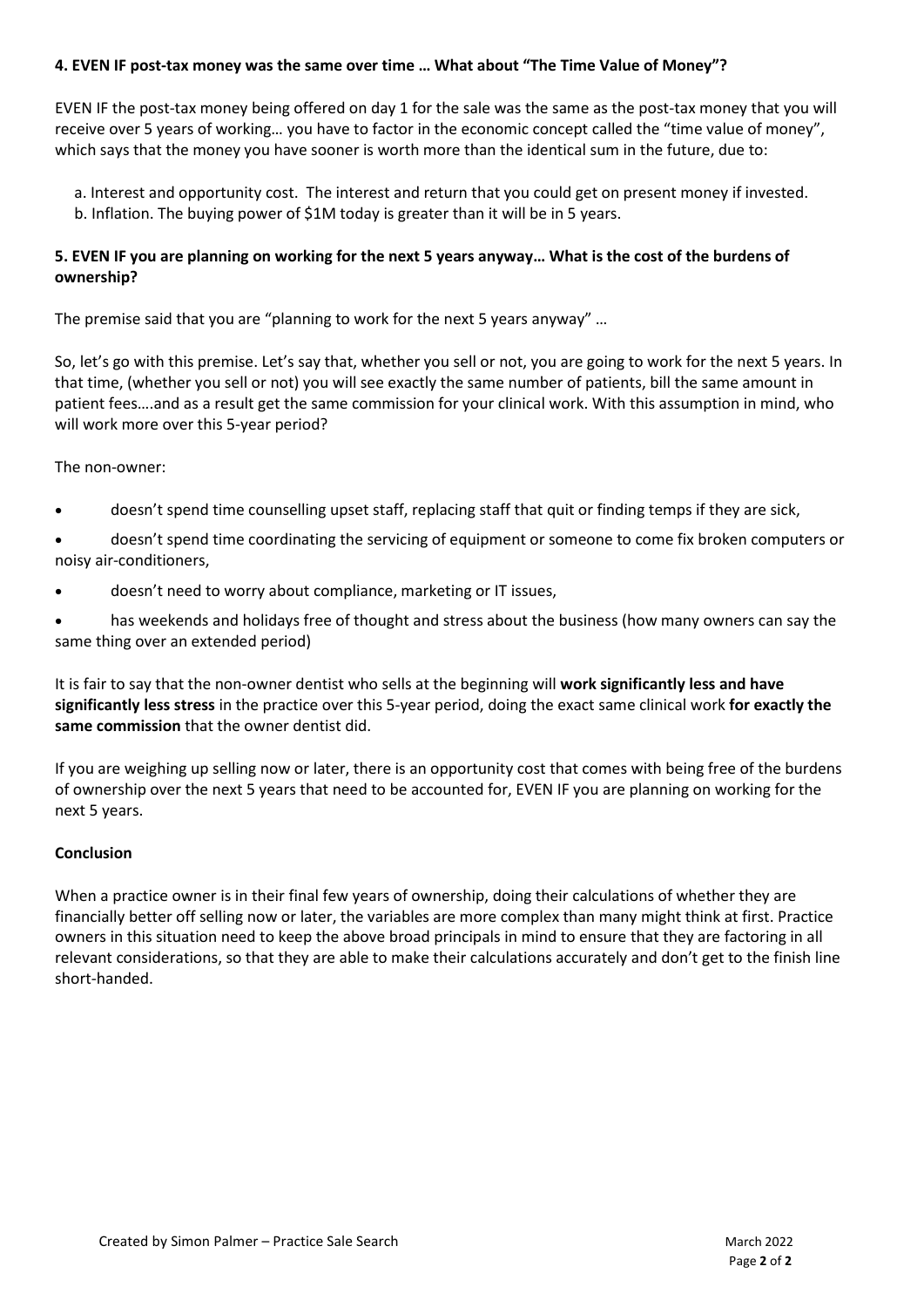**4. EVEN IF post-tax money was the same over time … What about "The Time Value of Money"?**

EVEN IF the post-tax money being offered on day 1 for the sale was the same as the post-tax money that you will receive over 5 years of working… you have to factor in the economic concept called the "time value of money", which says that the money you have sooner is worth more than the identical sum in the future, due to:

a. Interest and opportunity cost. The interest and return that you could get on present money if invested.
b. Inflation. The buying power of $1M today is greater than it will be in 5 years.

**5. EVEN IF you are planning on working for the next 5 years anyway… What is the cost of the burdens of ownership?**

The premise said that you are "planning to work for the next 5 years anyway" …

So, let's go with this premise. Let's say that, whether you sell or not, you are going to work for the next 5 years. In that time, (whether you sell or not) you will see exactly the same number of patients, bill the same amount in patient fees….and as a result get the same commission for your clinical work. With this assumption in mind, who will work more over this 5-year period?

The non-owner:

- doesn't spend time counselling upset staff, replacing staff that quit or finding temps if they are sick,
- doesn't spend time coordinating the servicing of equipment or someone to come fix broken computers or noisy air-conditioners,
- doesn't need to worry about compliance, marketing or IT issues,
- has weekends and holidays free of thought and stress about the business (how many owners can say the same thing over an extended period)

It is fair to say that the non-owner dentist who sells at the beginning will **work significantly less and have significantly less stress** in the practice over this 5-year period, doing the exact same clinical work **for exactly the same commission** that the owner dentist did.

If you are weighing up selling now or later, there is an opportunity cost that comes with being free of the burdens of ownership over the next 5 years that need to be accounted for, EVEN IF you are planning on working for the next 5 years.

**Conclusion**

When a practice owner is in their final few years of ownership, doing their calculations of whether they are financially better off selling now or later, the variables are more complex than many might think at first. Practice owners in this situation need to keep the above broad principals in mind to ensure that they are factoring in all relevant considerations, so that they are able to make their calculations accurately and don't get to the finish line short-handed.

Created by Simon Palmer – Practice Sale Search

March 2022